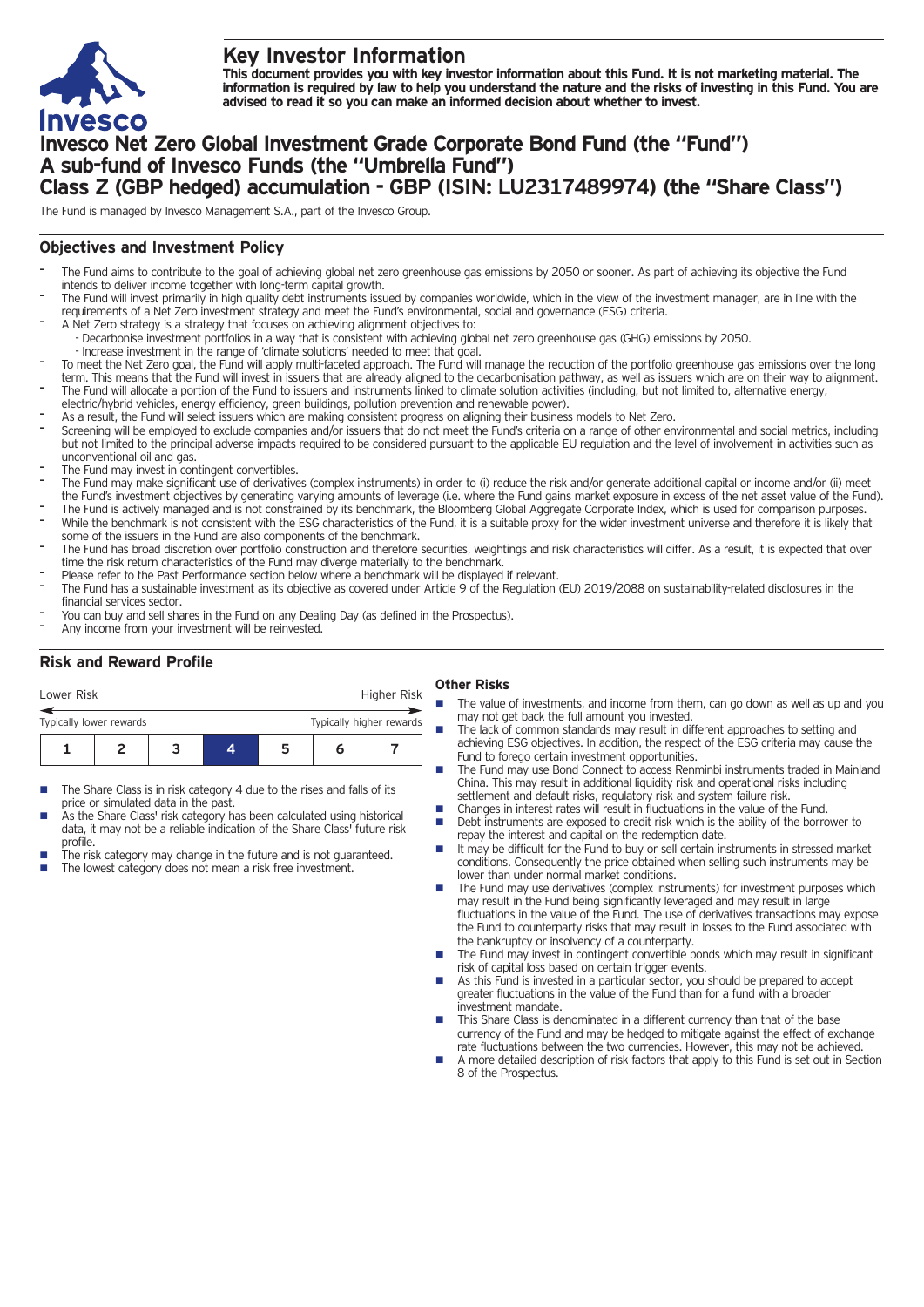# Key Investor Information

**This document provides you with key investor information about this Fund. It is not marketing material. The information is required by law to help you understand the nature and the risks of investing in this Fund. You are advised to read it so you can make an informed decision about whether to invest.**

# Invesco Net Zero Global Investment Grade Corporate Bond Fund (the "Fund") A sub-fund of Invesco Funds (the "Umbrella Fund") Class Z (GBP hedged) accumulation - GBP (ISIN: LU2317489974) (the "Share Class")

The Fund is managed by Invesco Management S.A., part of the Invesco Group.

## Objectives and Investment Policy

- The Fund aims to contribute to the goal of achieving global net zero greenhouse gas emissions by 2050 or sooner. As part of achieving its objective the Fund intends to deliver income together with long-term capital growth.
- The Fund will invest primarily in high quality debt instruments issued by companies worldwide, which in the view of the investment manager, are in line with the requirements of a Net Zero investment strategy and meet the Fund's environmental, social and governance (ESG) criteria.
- A Net Zero strategy is a strategy that focuses on achieving alignment objectives to:
  - Decarbonise investment portfolios in a way that is consistent with achieving global net zero greenhouse gas (GHG) emissions by 2050.
  - Increase investment in the range of 'climate solutions' needed to meet that goal.
- To meet the Net Zero goal, the Fund will apply multi-faceted approach. The Fund will manage the reduction of the portfolio greenhouse gas emissions over the long term. This means that the Fund will invest in issuers that are already aligned to the decarbonisation pathway, as well as issuers which are on their way to alignment.
- The Fund will allocate a portion of the Fund to issuers and instruments linked to climate solution activities (including, but not limited to, alternative energy, electric/hybrid vehicles, energy efficiency, green buildings, pollution prevention and renewable power).
- As a result, the Fund will select issuers which are making consistent progress on aligning their business models to Net Zero.
- Screening will be employed to exclude companies and/or issuers that do not meet the Fund's criteria on a range of other environmental and social metrics, including but not limited to the principal adverse impacts required to be considered pursuant to the applicable EU regulation and the level of involvement in activities such as unconventional oil and gas.
- The Fund may invest in contingent convertibles.
- The Fund may make significant use of derivatives (complex instruments) in order to (i) reduce the risk and/or generate additional capital or income and/or (ii) meet the Fund's investment objectives by generating varying amounts of leverage (i.e. where the Fund gains market exposure in excess of the net asset value of the Fund).
- The Fund is actively managed and is not constrained by its benchmark, the Bloomberg Global Aggregate Corporate Index, which is used for comparison purposes.
- While the benchmark is not consistent with the ESG characteristics of the Fund, it is a suitable proxy for the wider investment universe and therefore it is likely that some of the issuers in the Fund are also components of the benchmark.
- The Fund has broad discretion over portfolio construction and therefore securities, weightings and risk characteristics will differ. As a result, it is expected that over time the risk return characteristics of the Fund may diverge materially to the benchmark.
- Please refer to the Past Performance section below where a benchmark will be displayed if relevant.
- The Fund has a sustainable investment as its objective as covered under Article 9 of the Regulation (EU) 2019/2088 on sustainability-related disclosures in the financial services sector.
- You can buy and sell shares in the Fund on any Dealing Day (as defined in the Prospectus).
- Any income from your investment will be reinvested.

## Risk and Reward Profile

Lower Risk — Higher Risk

Typically lower rewards — Typically higher rewards

| 1 | 2 | 3 | **4** | 5 | 6 | 7 |
|---|---|---|---|---|---|---|

- The Share Class is in risk category 4 due to the rises and falls of its price or simulated data in the past.
- As the Share Class' risk category has been calculated using historical data, it may not be a reliable indication of the Share Class' future risk profile.
- The risk category may change in the future and is not guaranteed.
- The lowest category does not mean a risk free investment.

### Other Risks

- The value of investments, and income from them, can go down as well as up and you may not get back the full amount you invested.
- The lack of common standards may result in different approaches to setting and achieving ESG objectives. In addition, the respect of the ESG criteria may cause the Fund to forego certain investment opportunities.
- The Fund may use Bond Connect to access Renminbi instruments traded in Mainland China. This may result in additional liquidity risk and operational risks including settlement and default risks, regulatory risk and system failure risk.
- Changes in interest rates will result in fluctuations in the value of the Fund.
- Debt instruments are exposed to credit risk which is the ability of the borrower to repay the interest and capital on the redemption date.
- It may be difficult for the Fund to buy or sell certain instruments in stressed market conditions. Consequently the price obtained when selling such instruments may be lower than under normal market conditions.
- The Fund may use derivatives (complex instruments) for investment purposes which may result in the Fund being significantly leveraged and may result in large fluctuations in the value of the Fund. The use of derivatives transactions may expose the Fund to counterparty risks that may result in losses to the Fund associated with the bankruptcy or insolvency of a counterparty.
- The Fund may invest in contingent convertible bonds which may result in significant risk of capital loss based on certain trigger events.
- As this Fund is invested in a particular sector, you should be prepared to accept greater fluctuations in the value of the Fund than for a fund with a broader investment mandate.
- This Share Class is denominated in a different currency than that of the base currency of the Fund and may be hedged to mitigate against the effect of exchange rate fluctuations between the two currencies. However, this may not be achieved.
- A more detailed description of risk factors that apply to this Fund is set out in Section 8 of the Prospectus.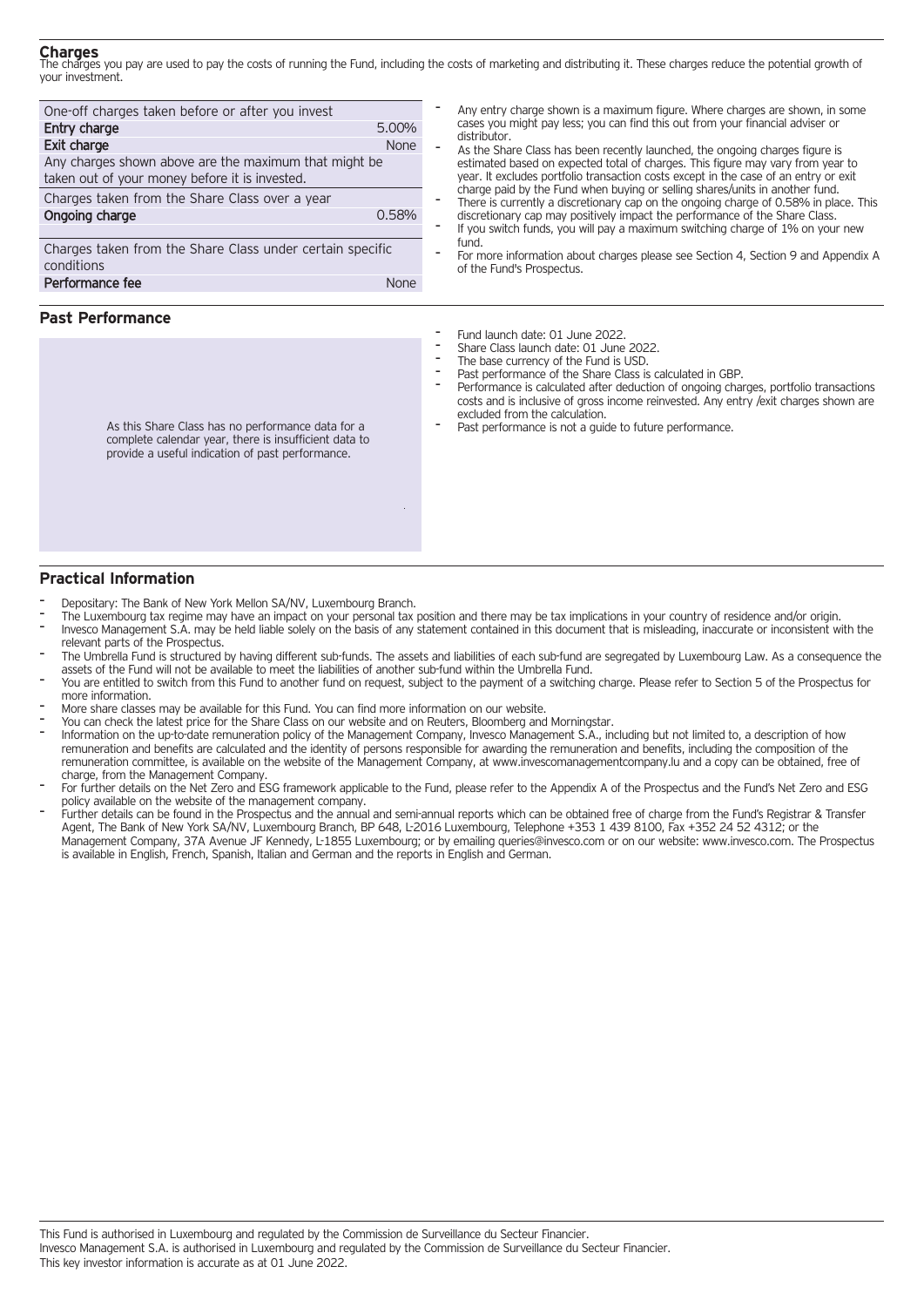## Charges

The charges you pay are used to pay the costs of running the Fund, including the costs of marketing and distributing it. These charges reduce the potential growth of your investment.

| | |
|---|---|
| One-off charges taken before or after you invest | |
| **Entry charge** | 5.00% |
| **Exit charge** | None |
| Any charges shown above are the maximum that might be taken out of your money before it is invested. | |
| Charges taken from the Share Class over a year | |
| **Ongoing charge** | 0.58% |
| Charges taken from the Share Class under certain specific conditions | |
| **Performance fee** | None |

- Any entry charge shown is a maximum figure. Where charges are shown, in some cases you might pay less; you can find this out from your financial adviser or distributor.
- As the Share Class has been recently launched, the ongoing charges figure is estimated based on expected total of charges. This figure may vary from year to year. It excludes portfolio transaction costs except in the case of an entry or exit charge paid by the Fund when buying or selling shares/units in another fund.
- There is currently a discretionary cap on the ongoing charge of 0.58% in place. This discretionary cap may positively impact the performance of the Share Class.
- If you switch funds, you will pay a maximum switching charge of 1% on your new fund.
- For more information about charges please see Section 4, Section 9 and Appendix A of the Fund's Prospectus.

## Past Performance

As this Share Class has no performance data for a complete calendar year, there is insufficient data to provide a useful indication of past performance.

- Fund launch date: 01 June 2022.
- Share Class launch date: 01 June 2022.
- The base currency of the Fund is USD.
- Past performance of the Share Class is calculated in GBP.
- Performance is calculated after deduction of ongoing charges, portfolio transactions costs and is inclusive of gross income reinvested. Any entry /exit charges shown are excluded from the calculation.
- Past performance is not a guide to future performance.

## Practical Information

- Depositary: The Bank of New York Mellon SA/NV, Luxembourg Branch.
- The Luxembourg tax regime may have an impact on your personal tax position and there may be tax implications in your country of residence and/or origin.
- Invesco Management S.A. may be held liable solely on the basis of any statement contained in this document that is misleading, inaccurate or inconsistent with the relevant parts of the Prospectus.
- The Umbrella Fund is structured by having different sub-funds. The assets and liabilities of each sub-fund are segregated by Luxembourg Law. As a consequence the assets of the Fund will not be available to meet the liabilities of another sub-fund within the Umbrella Fund.
- You are entitled to switch from this Fund to another fund on request, subject to the payment of a switching charge. Please refer to Section 5 of the Prospectus for more information.
- More share classes may be available for this Fund. You can find more information on our website.
- You can check the latest price for the Share Class on our website and on Reuters, Bloomberg and Morningstar.
- Information on the up-to-date remuneration policy of the Management Company, Invesco Management S.A., including but not limited to, a description of how remuneration and benefits are calculated and the identity of persons responsible for awarding the remuneration and benefits, including the composition of the remuneration committee, is available on the website of the Management Company, at www.invescomanagementcompany.lu and a copy can be obtained, free of charge, from the Management Company.
- For further details on the Net Zero and ESG framework applicable to the Fund, please refer to the Appendix A of the Prospectus and the Fund's Net Zero and ESG policy available on the website of the management company.
- Further details can be found in the Prospectus and the annual and semi-annual reports which can be obtained free of charge from the Fund's Registrar & Transfer Agent, The Bank of New York SA/NV, Luxembourg Branch, BP 648, L-2016 Luxembourg, Telephone +353 1 439 8100, Fax +352 24 52 4312; or the Management Company, 37A Avenue JF Kennedy, L-1855 Luxembourg; or by emailing queries@invesco.com or on our website: www.invesco.com. The Prospectus is available in English, French, Spanish, Italian and German and the reports in English and German.

This Fund is authorised in Luxembourg and regulated by the Commission de Surveillance du Secteur Financier.
Invesco Management S.A. is authorised in Luxembourg and regulated by the Commission de Surveillance du Secteur Financier.
This key investor information is accurate as at 01 June 2022.